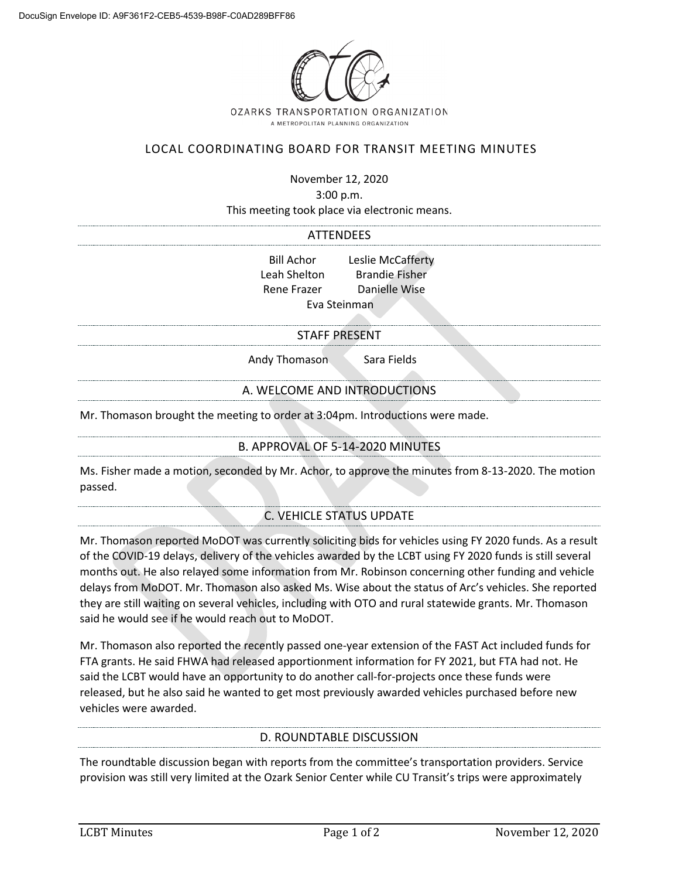DocuSign Envelope ID: A9F361F2-CEB5-4539-B98F-C0AD289BFF86

OZARKS TRANSPORTATION ORGANIZATION
A METROPOLITAN PLANNING ORGANIZATION

# LOCAL COORDINATING BOARD FOR TRANSIT MEETING MINUTES

November 12, 2020
3:00 p.m.
This meeting took place via electronic means.

## ATTENDEES

Bill Achor
Leslie McCafferty
Leah Shelton
Brandie Fisher
Rene Frazer
Danielle Wise
Eva Steinman

## STAFF PRESENT

Andy Thomason
Sara Fields

## A. WELCOME AND INTRODUCTIONS

Mr. Thomason brought the meeting to order at 3:04pm. Introductions were made.

## B. APPROVAL OF 5-14-2020 MINUTES

Ms. Fisher made a motion, seconded by Mr. Achor, to approve the minutes from 8-13-2020. The motion passed.

## C. VEHICLE STATUS UPDATE

Mr. Thomason reported MoDOT was currently soliciting bids for vehicles using FY 2020 funds. As a result of the COVID-19 delays, delivery of the vehicles awarded by the LCBT using FY 2020 funds is still several months out. He also relayed some information from Mr. Robinson concerning other funding and vehicle delays from MoDOT. Mr. Thomason also asked Ms. Wise about the status of Arc's vehicles. She reported they are still waiting on several vehicles, including with OTO and rural statewide grants. Mr. Thomason said he would see if he would reach out to MoDOT.

Mr. Thomason also reported the recently passed one-year extension of the FAST Act included funds for FTA grants. He said FHWA had released apportionment information for FY 2021, but FTA had not. He said the LCBT would have an opportunity to do another call-for-projects once these funds were released, but he also said he wanted to get most previously awarded vehicles purchased before new vehicles were awarded.

## D. ROUNDTABLE DISCUSSION

The roundtable discussion began with reports from the committee's transportation providers. Service provision was still very limited at the Ozark Senior Center while CU Transit's trips were approximately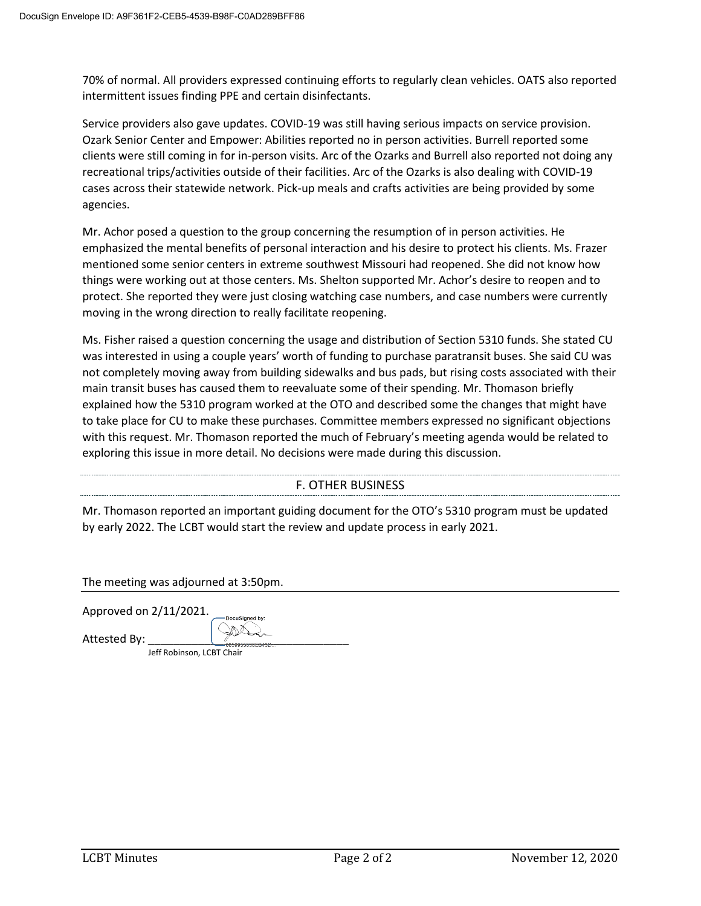70% of normal. All providers expressed continuing efforts to regularly clean vehicles. OATS also reported intermittent issues finding PPE and certain disinfectants.

Service providers also gave updates. COVID-19 was still having serious impacts on service provision. Ozark Senior Center and Empower: Abilities reported no in person activities. Burrell reported some clients were still coming in for in-person visits. Arc of the Ozarks and Burrell also reported not doing any recreational trips/activities outside of their facilities. Arc of the Ozarks is also dealing with COVID-19 cases across their statewide network. Pick-up meals and crafts activities are being provided by some agencies.

Mr. Achor posed a question to the group concerning the resumption of in person activities. He emphasized the mental benefits of personal interaction and his desire to protect his clients. Ms. Frazer mentioned some senior centers in extreme southwest Missouri had reopened. She did not know how things were working out at those centers. Ms. Shelton supported Mr. Achor's desire to reopen and to protect. She reported they were just closing watching case numbers, and case numbers were currently moving in the wrong direction to really facilitate reopening.

Ms. Fisher raised a question concerning the usage and distribution of Section 5310 funds. She stated CU was interested in using a couple years' worth of funding to purchase paratransit buses. She said CU was not completely moving away from building sidewalks and bus pads, but rising costs associated with their main transit buses has caused them to reevaluate some of their spending. Mr. Thomason briefly explained how the 5310 program worked at the OTO and described some the changes that might have to take place for CU to make these purchases. Committee members expressed no significant objections with this request. Mr. Thomason reported the much of February's meeting agenda would be related to exploring this issue in more detail. No decisions were made during this discussion.

## F. OTHER BUSINESS

Mr. Thomason reported an important guiding document for the OTO's 5310 program must be updated by early 2022. The LCBT would start the review and update process in early 2021.

The meeting was adjourned at 3:50pm.

Approved on 2/11/2021.

Attested By: ______________________________
Jeff Robinson, LCBT Chair